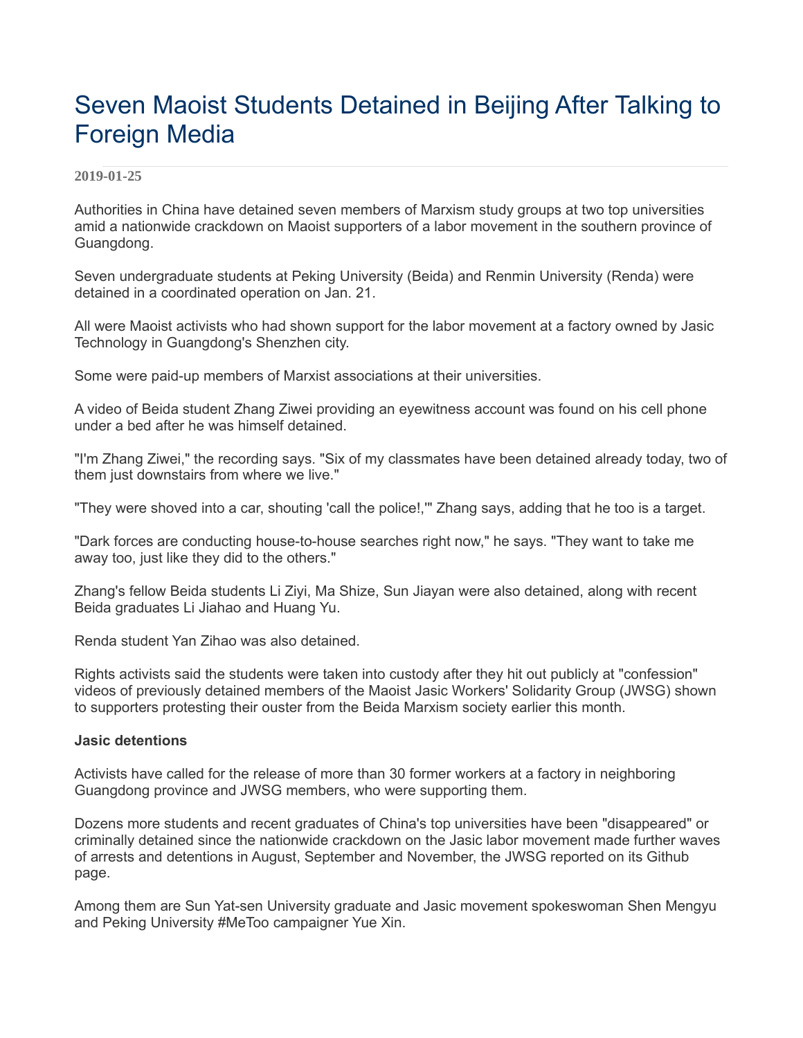# Seven Maoist Students Detained in Beijing After Talking to Foreign Media

**2019-01-25**

Authorities in China have detained seven members of Marxism study groups at two top universities amid a nationwide crackdown on Maoist supporters of a labor movement in the southern province of Guangdong.

Seven undergraduate students at Peking University (Beida) and Renmin University (Renda) were detained in a coordinated operation on Jan. 21.

All were Maoist activists who had shown support for the labor movement at a factory owned by Jasic Technology in Guangdong's Shenzhen city.

Some were paid-up members of Marxist associations at their universities.

A video of Beida student Zhang Ziwei providing an eyewitness account was found on his cell phone under a bed after he was himself detained.

"I'm Zhang Ziwei," the recording says. "Six of my classmates have been detained already today, two of them just downstairs from where we live."

"They were shoved into a car, shouting 'call the police!,'" Zhang says, adding that he too is a target.

"Dark forces are conducting house-to-house searches right now," he says. "They want to take me away too, just like they did to the others."

Zhang's fellow Beida students Li Ziyi, Ma Shize, Sun Jiayan were also detained, along with recent Beida graduates Li Jiahao and Huang Yu.

Renda student Yan Zihao was also detained.

Rights activists said the students were taken into custody after they hit out publicly at "confession" videos of previously detained members of the Maoist Jasic Workers' Solidarity Group (JWSG) shown to supporters protesting their ouster from the Beida Marxism society earlier this month.

**Jasic detentions**

Activists have called for the release of more than 30 former workers at a factory in neighboring Guangdong province and JWSG members, who were supporting them.

Dozens more students and recent graduates of China's top universities have been "disappeared" or criminally detained since the nationwide crackdown on the Jasic labor movement made further waves of arrests and detentions in August, September and November, the JWSG reported on its Github page.

Among them are Sun Yat-sen University graduate and Jasic movement spokeswoman Shen Mengyu and Peking University #MeToo campaigner Yue Xin.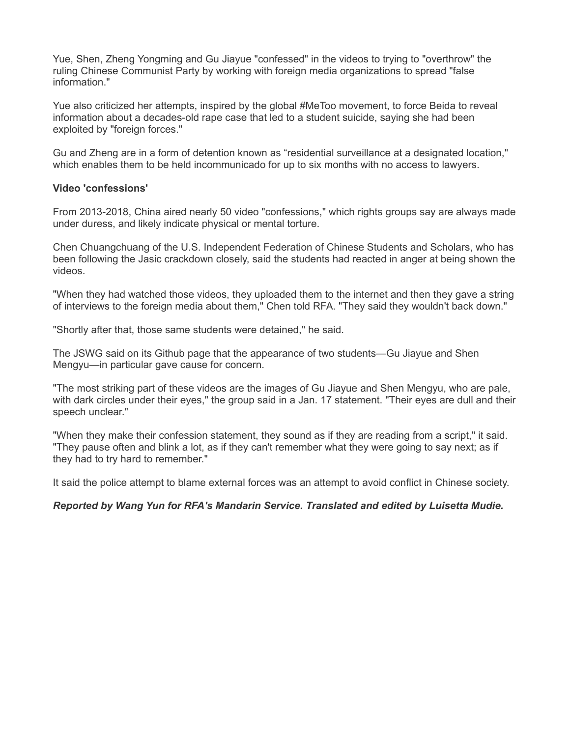Yue, Shen, Zheng Yongming and Gu Jiayue "confessed" in the videos to trying to "overthrow" the ruling Chinese Communist Party by working with foreign media organizations to spread "false information."

Yue also criticized her attempts, inspired by the global #MeToo movement, to force Beida to reveal information about a decades-old rape case that led to a student suicide, saying she had been exploited by "foreign forces."

Gu and Zheng are in a form of detention known as "residential surveillance at a designated location," which enables them to be held incommunicado for up to six months with no access to lawyers.

**Video 'confessions'**

From 2013-2018, China aired nearly 50 video "confessions," which rights groups say are always made under duress, and likely indicate physical or mental torture.

Chen Chuangchuang of the U.S. Independent Federation of Chinese Students and Scholars, who has been following the Jasic crackdown closely, said the students had reacted in anger at being shown the videos.

"When they had watched those videos, they uploaded them to the internet and then they gave a string of interviews to the foreign media about them," Chen told RFA. "They said they wouldn't back down."

"Shortly after that, those same students were detained," he said.

The JSWG said on its Github page that the appearance of two students—Gu Jiayue and Shen Mengyu—in particular gave cause for concern.

"The most striking part of these videos are the images of Gu Jiayue and Shen Mengyu, who are pale, with dark circles under their eyes," the group said in a Jan. 17 statement. "Their eyes are dull and their speech unclear."

"When they make their confession statement, they sound as if they are reading from a script," it said. "They pause often and blink a lot, as if they can't remember what they were going to say next; as if they had to try hard to remember."

It said the police attempt to blame external forces was an attempt to avoid conflict in Chinese society.

***Reported by Wang Yun for RFA's Mandarin Service. Translated and edited by Luisetta Mudie.***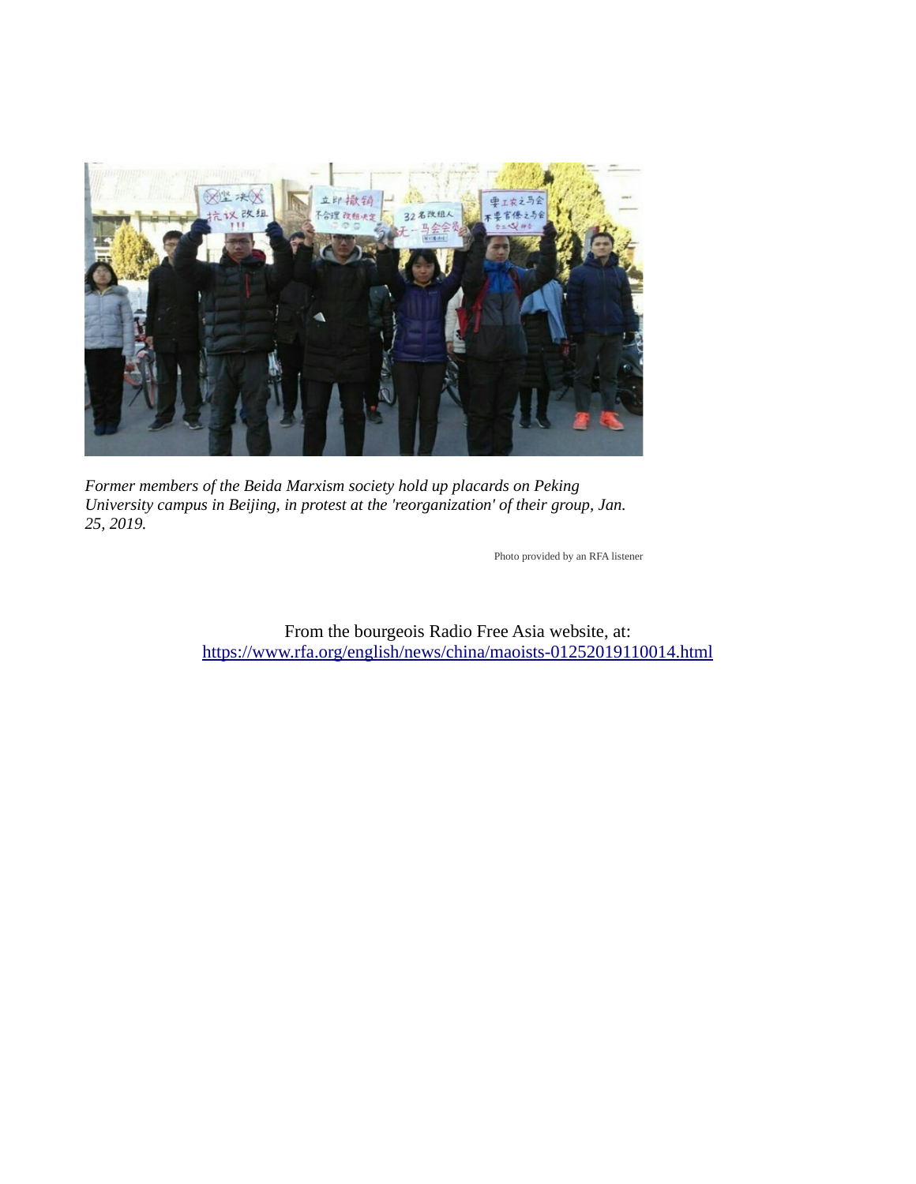*Former members of the Beida Marxism society hold up placards on Peking University campus in Beijing, in protest at the 'reorganization' of their group, Jan. 25, 2019.*

Photo provided by an RFA listener

From the bourgeois Radio Free Asia website, at: https://www.rfa.org/english/news/china/maoists-01252019110014.html